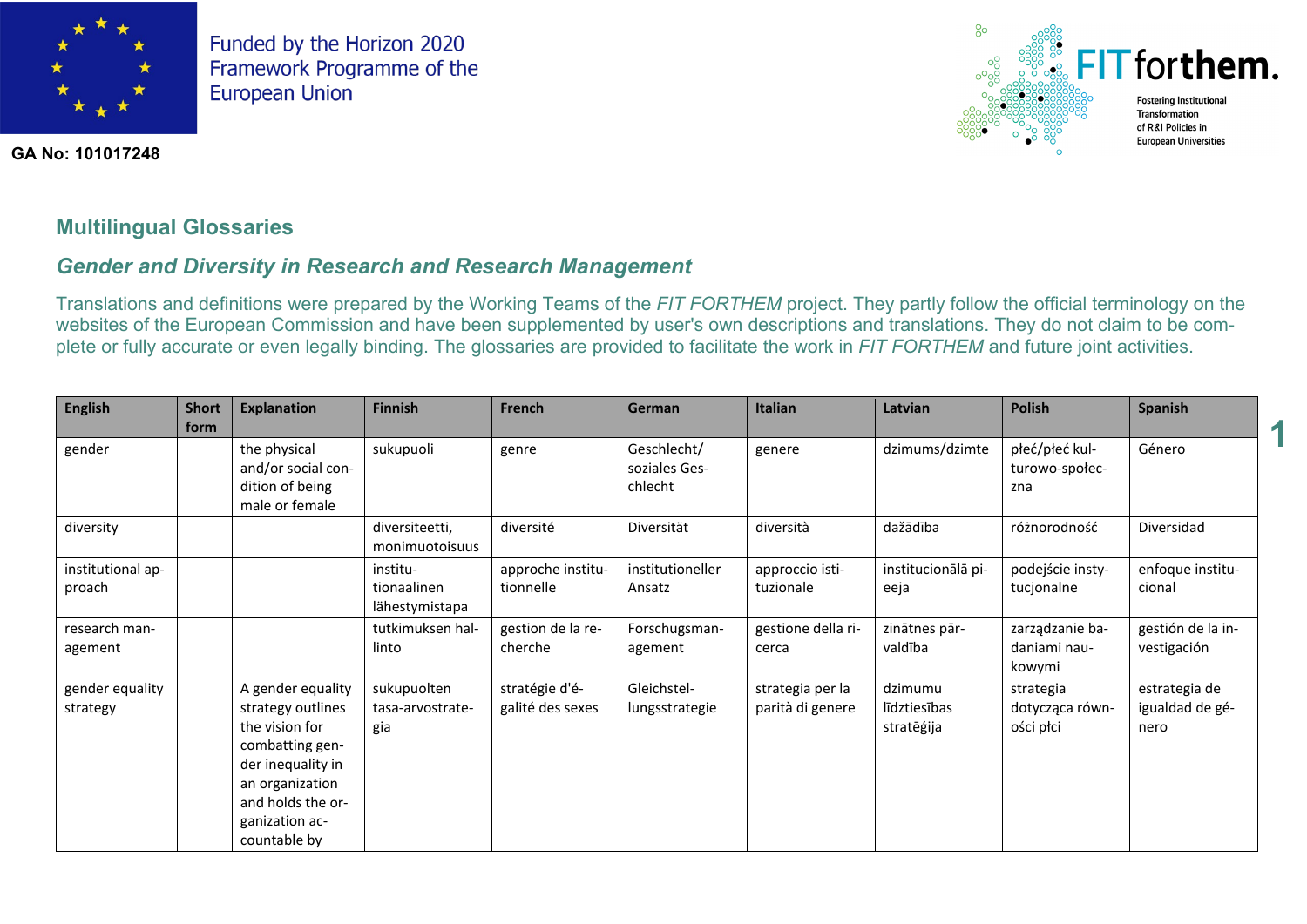Funded by the Horizon 2020 Framework Programme of the European Union

GA No: 101017248

FIT forthem. Fostering Institutional Transformation of R&I Policies in European Universities

## Multilingual Glossaries

### *Gender and Diversity in Research and Research Management*

Translations and definitions were prepared by the Working Teams of the *FIT FORTHEM* project. They partly follow the official terminology on the websites of the European Commission and have been supplemented by user's own descriptions and translations. They do not claim to be complete or fully accurate or even legally binding. The glossaries are provided to facilitate the work in *FIT FORTHEM* and future joint activities.

| English | Short form | Explanation | Finnish | French | German | Italian | Latvian | Polish | Spanish |
|---|---|---|---|---|---|---|---|---|---|
| gender | | the physical and/or social condition of being male or female | sukupuoli | genre | Geschlecht/ soziales Geschlecht | genere | dzimums/dzimte | płeć/płeć kulturowo-społeczna | Género |
| diversity | | | diversiteetti, monimuotoisuus | diversité | Diversität | diversità | dažādība | różnorodność | Diversidad |
| institutional approach | | | institutionaalinen lähestymistapa | approche institutionnelle | institutioneller Ansatz | approccio istituzionale | institucionālā pieeja | podejście instytucjonalne | enfoque institucional |
| research management | | | tutkimuksen hallinto | gestion de la recherche | Forschugsmanagement | gestione della ricerca | zinātnes pārvaldība | zarządzanie badaniami naukowymi | gestión de la investigación |
| gender equality strategy | | A gender equality strategy outlines the vision for combatting gender inequality in an organization and holds the organization accountable by | sukupuolten tasa-arvostrategia | stratégie d'égalité des sexes | Gleichstellungsstrategie | strategia per la parità di genere | dzimumu līdztiesības stratēģija | strategia dotycząca równości płci | estrategia de igualdad de género |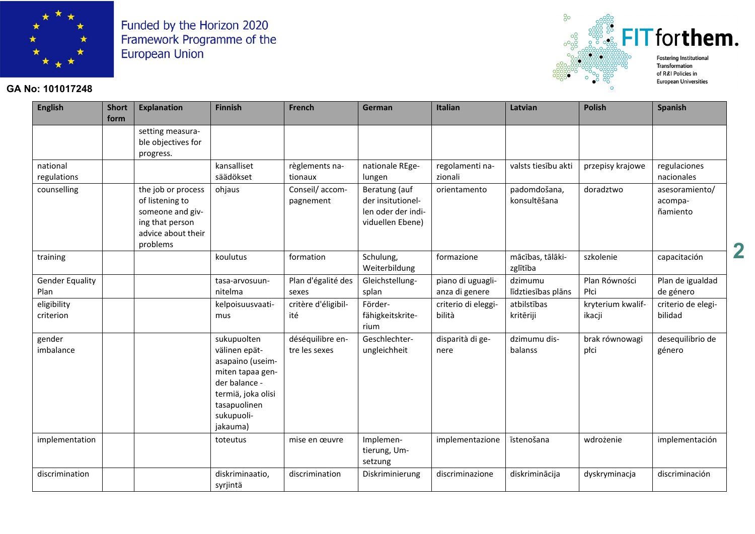| English | Short form | Explanation | Finnish | French | German | Italian | Latvian | Polish | Spanish |
|---|---|---|---|---|---|---|---|---|---|
| | | setting measurable objectives for progress. | | | | | | | |
| national regulations | | | kansalliset säädökset | règlements nationaux | nationale REgelungen | regolamenti nazionali | valsts tiesību akti | przepisy krajowe | regulaciones nacionales |
| counselling | | the job or process of listening to someone and giving that person advice about their problems | ohjaus | Conseil/ accompagnement | Beratung (auf der insitutionellen oder der individuellen Ebene) | orientamento | padomdošana, konsultēšana | doradztwo | asesoramiento/ acompañamiento |
| training | | | koulutus | formation | Schulung, Weiterbildung | formazione | mācības, tālākizglītība | szkolenie | capacitación |
| Gender Equality Plan | | | tasa-arvosuunnitelma | Plan d'égalité des sexes | Gleichstellungsplan | piano di uguaglianza di genere | dzimumu līdztiesības plāns | Plan Równości Płci | Plan de igualdad de género |
| eligibility criterion | | | kelpoisuusvaatimus | critère d'éligibilité | Förderfähigkeitskriterium | criterio di eleggibilità | atbilstības kritēriji | kryterium kwalifikacji | criterio de elegibilidad |
| gender imbalance | | | sukupuolten välinen epätasapaino (useimmiten tapaa gender balance -termiä, joka olisi tasapuolinen sukupuolijakauma) | déséquilibre entre les sexes | Geschlechterungleichheit | disparità di genere | dzimumu disbalanss | brak równowagi płci | desequilibrio de género |
| implementation | | | toteutus | mise en œuvre | Implementierung, Umsetzung | implementazione | īstenošana | wdrożenie | implementación |
| discrimination | | | diskriminaatio, syrjintä | discrimination | Diskriminierung | discriminazione | diskriminācija | dyskryminacja | discriminación |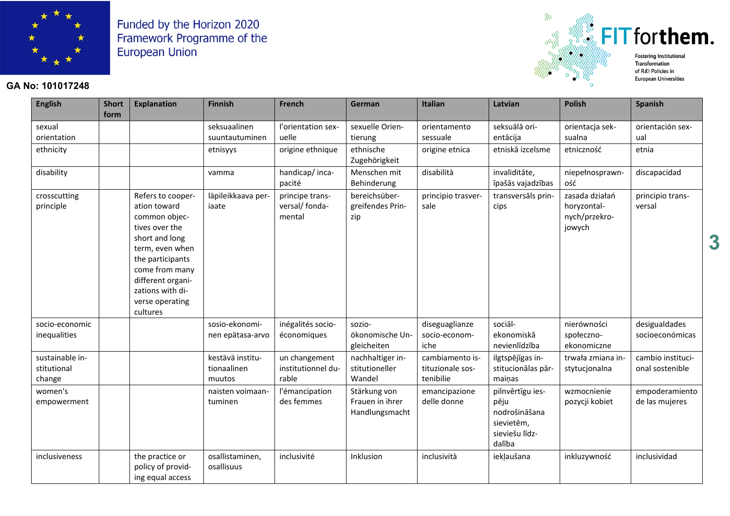Funded by the Horizon 2020 Framework Programme of the European Union

GA No: 101017248

**FIT for them.** Fostering Institutional Transformation of R&I Policies in European Universities

| English | Short form | Explanation | Finnish | French | German | Italian | Latvian | Polish | Spanish |
|---|---|---|---|---|---|---|---|---|---|
| sexual orientation | | | seksuaalinen suuntautuminen | l'orientation sexuelle | sexuelle Orientierung | orientamento sessuale | seksuālā orientācija | orientacja seksualna | orientación sexual |
| ethnicity | | | etnisyys | origine ethnique | ethnische Zugehörigkeit | origine etnica | etniskā izcelsme | etniczność | etnia |
| disability | | | vamma | handicap/ incapacité | Menschen mit Behinderung | disabilità | invaliditāte, īpašās vajadzības | niepełnosprawność | discapacidad |
| crosscutting principle | | Refers to cooperation toward common objectives over the short and long term, even when the participants come from many different organizations with diverse operating cultures | läpileikkaava periaate | principe transversal/ fondamental | bereichsübergreifendes Prinzip | principio trasversale | transversāls princips | zasada działań horyzontalnych/przekrojowych | principio transversal |
| socio-economic inequalities | | | sosio-ekonominen epätasa-arvo | inégalités socio-économiques | sozio-ökonomische Ungleichheiten | diseguaglianze socio-economiche | sociāl-ekonomiskā nevienlīdzība | nierówności społeczno-ekonomiczne | desigualdades socioeconómicas |
| sustainable institutional change | | | kestävä institutionaalinen muutos | un changement institutionnel durable | nachhaltiger institutioneller Wandel | cambiamento istituzionale sostenibile | ilgtspējīgas institucionālas pārmaiņas | trwała zmiana instytucjonalna | cambio institucional sostenible |
| women's empowerment | | | naisten voimaantuminen | l'émancipation des femmes | Stärkung von Frauen in ihrer Handlungsmacht | emancipazione delle donne | pilnvērtīgu iespēju nodrošināšana sievietēm, sieviešu līdzdalība | wzmocnienie pozycji kobiet | empoderamiento de las mujeres |
| inclusiveness | | the practice or policy of providing equal access | osallistaminen, osallisuus | inclusivité | Inklusion | inclusività | iekļaušana | inkluzywność | inclusividad |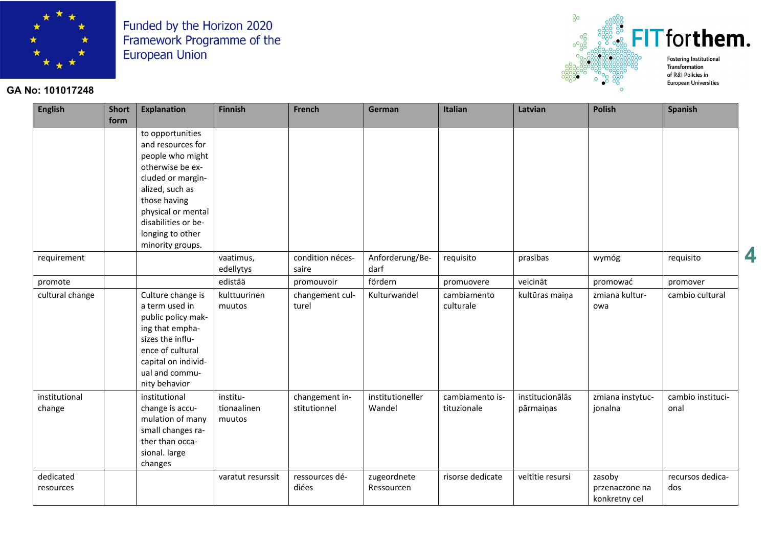| English | Short form | Explanation | Finnish | French | German | Italian | Latvian | Polish | Spanish |
|---|---|---|---|---|---|---|---|---|---|
| | | to opportunities and resources for people who might otherwise be excluded or marginalized, such as those having physical or mental disabilities or belonging to other minority groups. | | | | | | | |
| requirement | | | vaatimus, edellytys | condition nécessaire | Anforderung/Bedarf | requisito | prasības | wymóg | requisito |
| promote | | | edistää | promouvoir | fördern | promuovere | veicināt | promować | promover |
| cultural change | | Culture change is a term used in public policy making that emphasizes the influence of cultural capital on individual and community behavior | kulttuurinen muutos | changement culturel | Kulturwandel | cambiamento culturale | kultūras maiņa | zmiana kulturowa | cambio cultural |
| institutional change | | institutional change is accumulation of many small changes rather than occasional. large changes | institutionaalinen muutos | changement institutionnel | institutioneller Wandel | cambiamento istituzionale | institucionālās pārmaiņas | zmiana instytucjonalna | cambio institucional |
| dedicated resources | | | varatut resurssit | ressources dédiées | zugeordnete Ressourcen | risorse dedicate | veltītie resursi | zasoby przeznaczone na konkretny cel | recursos dedicados |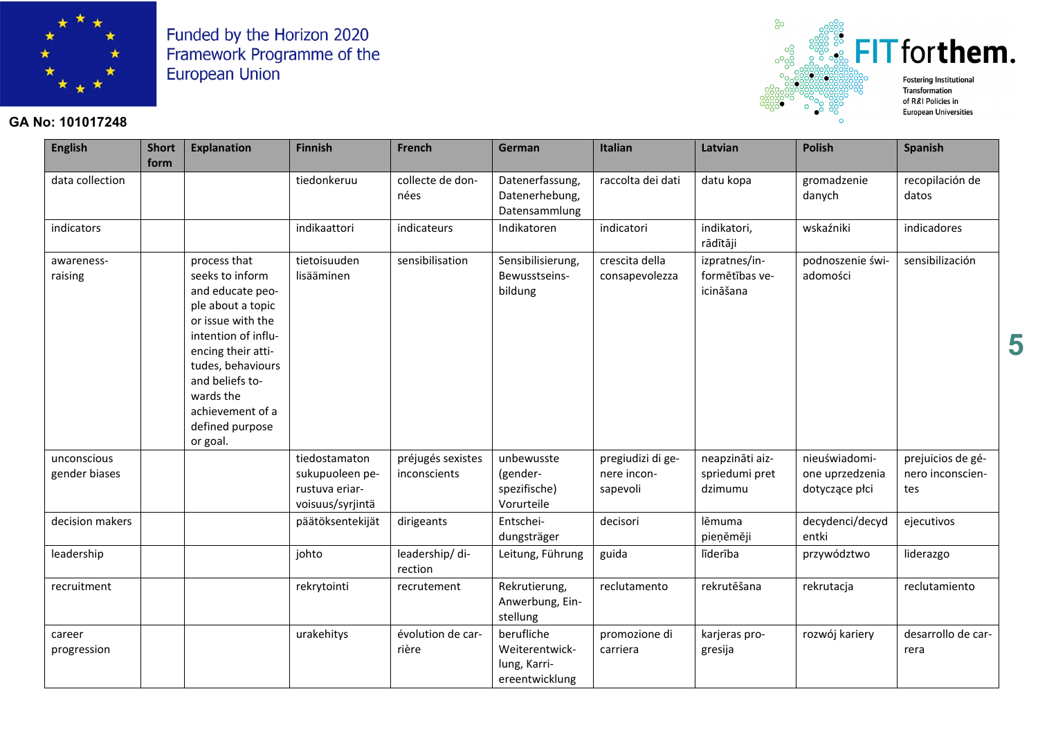Funded by the Horizon 2020 Framework Programme of the European Union

GA No: 101017248

FIT for them. Fostering Institutional Transformation of R&I Policies in European Universities

| English | Short form | Explanation | Finnish | French | German | Italian | Latvian | Polish | Spanish |
|---|---|---|---|---|---|---|---|---|---|
| data collection | | | tiedonkeruu | collecte de données | Datenerfassung, Datenerhebung, Datensammlung | raccolta dei dati | datu kopa | gromadzenie danych | recopilación de datos |
| indicators | | | indikaattori | indicateurs | Indikatoren | indicatori | indikatori, rādītāji | wskaźniki | indicadores |
| awareness-raising | | process that seeks to inform and educate people about a topic or issue with the intention of influencing their attitudes, behaviours and beliefs towards the achievement of a defined purpose or goal. | tietoisuuden lisääminen | sensibilisation | Sensibilisierung, Bewusstseinsbildung | crescita della consapevolezza | izpratnes/informētības veicināšana | podnoszenie świadomości | sensibilización |
| unconscious gender biases | | | tiedostamaton sukupuoleen perustuva eriarvoisuus/syrjintä | préjugés sexistes inconscients | unbewusste (gender-spezifische) Vorurteile | pregiudizi di genere inconsapevoli | neapzināti aizspriedumi pret dzimumu | nieuświadomione uprzedzenia dotyczące płci | prejuicios de género inconscientes |
| decision makers | | | päätöksentekijät | dirigeants | Entscheidungsträger | decisori | lēmuma pieņēmēji | decydenci/decydentki | ejecutivos |
| leadership | | | johto | leadership/ direction | Leitung, Führung | guida | līderība | przywództwo | liderazgo |
| recruitment | | | rekrytointi | recrutement | Rekrutierung, Anwerbung, Einstellung | reclutamento | rekrutēšana | rekrutacja | reclutamiento |
| career progression | | | urakehitys | évolution de carrière | berufliche Weiterentwicklung, Karriereentwicklung | promozione di carriera | karjeras progresija | rozwój kariery | desarrollo de carrera |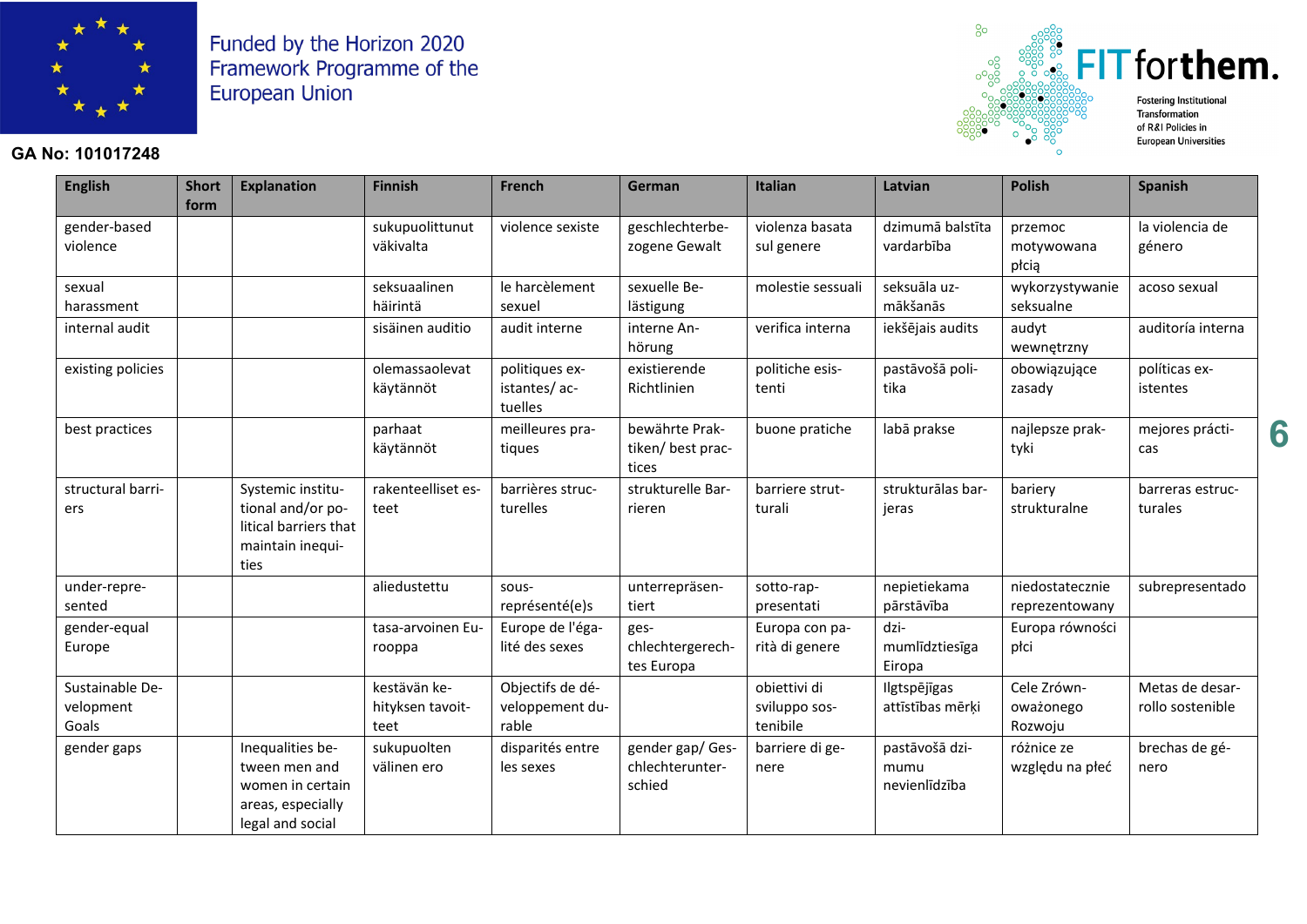Funded by the Horizon 2020 Framework Programme of the European Union

GA No: 101017248

FIT forthem. Fostering Institutional Transformation of R&I Policies in European Universities

| English | Short form | Explanation | Finnish | French | German | Italian | Latvian | Polish | Spanish |
|---|---|---|---|---|---|---|---|---|---|
| gender-based violence | | | sukupuolittunut väkivalta | violence sexiste | geschlechterbezogene Gewalt | violenza basata sul genere | dzimumā balstīta vardarbība | przemoc motywowana płcią | la violencia de género |
| sexual harassment | | | seksuaalinen häirintä | le harcèlement sexuel | sexuelle Belästigung | molestie sessuali | seksuāla uzmākšanās | wykorzystywanie seksualne | acoso sexual |
| internal audit | | | sisäinen auditio | audit interne | interne Anhörung | verifica interna | iekšējais audits | audyt wewnętrzny | auditoría interna |
| existing policies | | | olemassaolevat käytännöt | politiques existantes/ actuelles | existierende Richtlinien | politiche esistenti | pastāvošā politika | obowiązujące zasady | políticas existentes |
| best practices | | | parhaat käytännöt | meilleures pratiques | bewährte Praktiken/ best practices | buone pratiche | labā prakse | najlepsze praktyki | mejores prácticas |
| structural barriers | | Systemic institutional and/or political barriers that maintain inequities | rakenteelliset esteet | barrières structurelles | strukturelle Barrieren | barriere strutturali | strukturālas barjeras | bariery strukturalne | barreras estructurales |
| under-represented | | | aliedustettu | sous-représenté(e)s | unterrepräsentiert | sotto-rappresentati | nepietiekama pārstāvība | niedostatecznie reprezentowany | subrepresentado |
| gender-equal Europe | | | tasa-arvoinen Eurooppa | Europe de l'égalité des sexes | geschlechtergerechtes Europa | Europa con parità di genere | dzimumlīdztiesīga Eiropa | Europa równości płci | |
| Sustainable Development Goals | | | kestävän kehityksen tavoitteet | Objectifs de développement durable | | obiettivi di sviluppo sostenibile | Ilgtspējīgas attīstības mērķi | Cele Zrównoważonego Rozwoju | Metas de desarrollo sostenible |
| gender gaps | | Inequalities between men and women in certain areas, especially legal and social | sukupuolten välinen ero | disparités entre les sexes | gender gap/ Geschlechterunterschied | barriere di genere | pastāvošā dzimumu nevienlīdzība | różnice ze względu na płeć | brechas de género |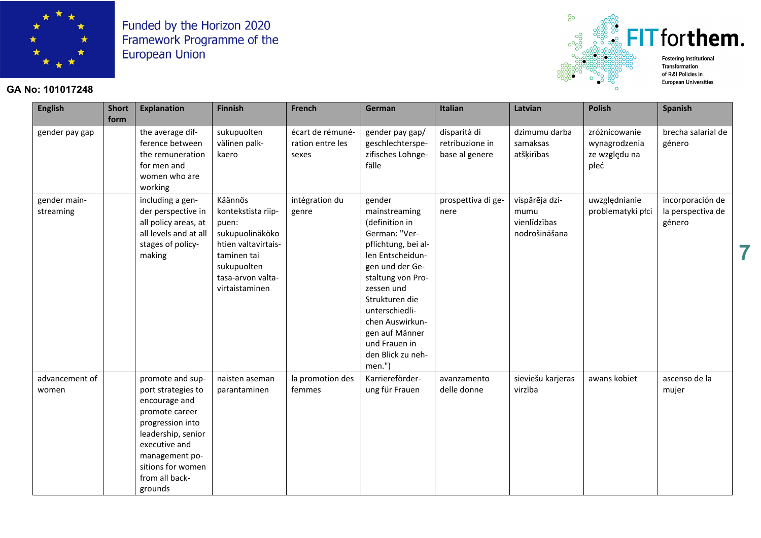| English | Short form | Explanation | Finnish | French | German | Italian | Latvian | Polish | Spanish |
|---|---|---|---|---|---|---|---|---|---|
| gender pay gap | | the average difference between the remuneration for men and women who are working | sukupuolten välinen palkkaero | écart de rémunération entre les sexes | gender pay gap/ geschlechterspezifisches Lohngefälle | disparità di retribuzione in base al genere | dzimumu darba samaksas atšķirības | zróżnicowanie wynagrodzenia ze względu na płeć | brecha salarial de género |
| gender mainstreaming | | including a gender perspective in all policy areas, at all levels and at all stages of policy-making | Käännös kontekstista riippuen: sukupuolinäkökohtien valtavirtaistaminen tai sukupuolten tasa-arvon valtavirtaistaminen | intégration du genre | gender mainstreaming (definition in German: "Verpflichtung, bei allen Entscheidungen und der Gestaltung von Prozessen und Strukturen die unterschiedlichen Auswirkungen auf Männer und Frauen in den Blick zu nehmen.") | prospettiva di genere | vispārēja dzimumu vienlīdzības nodrošināšana | uwzględnianie problematyki płci | incorporación de la perspectiva de género |
| advancement of women | | promote and support strategies to encourage and promote career progression into leadership, senior executive and management positions for women from all backgrounds | naisten aseman parantaminen | la promotion des femmes | Karriereförderung für Frauen | avanzamento delle donne | sieviešu karjeras virzība | awans kobiet | ascenso de la mujer |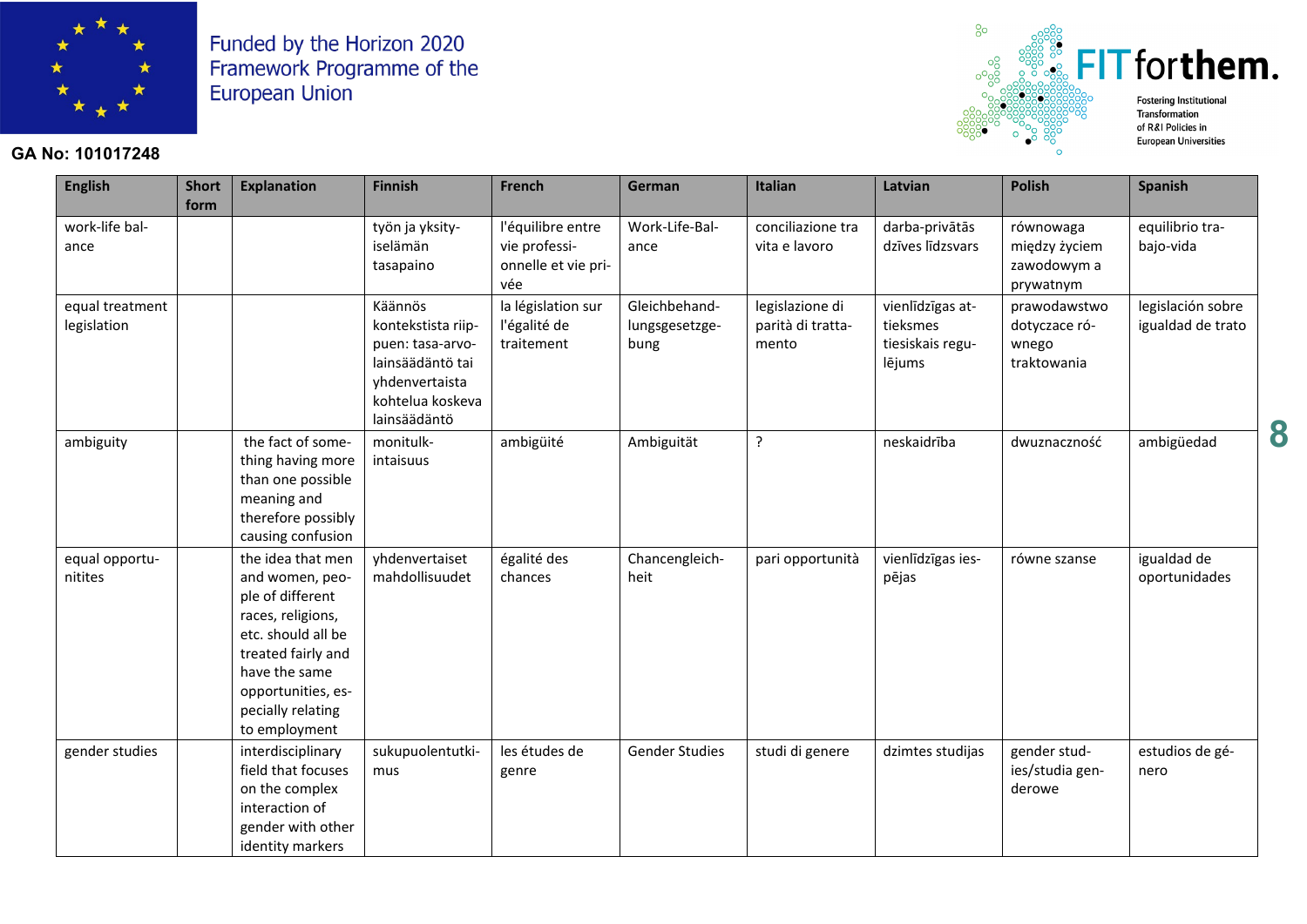| English | Short form | Explanation | Finnish | French | German | Italian | Latvian | Polish | Spanish |
|---|---|---|---|---|---|---|---|---|---|
| work-life balance | | | työn ja yksityiselämän tasapaino | l'équilibre entre vie professionnelle et vie privée | Work-Life-Balance | conciliazione tra vita e lavoro | darba-privātās dzīves līdzsvars | równowaga między życiem zawodowym a prywatnym | equilibrio trabajo-vida |
| equal treatment legislation | | | Käännös kontekstista riippuen: tasa-arvolainsäädäntö tai yhdenvertaista kohtelua koskeva lainsäädäntö | la législation sur l'égalité de traitement | Gleichbehandlungsgesetzgebung | legislazione di parità di trattamento | vienlīdzīgas attieksmes tiesiskais regulējums | prawodawstwo dotyczace równego traktowania | legislación sobre igualdad de trato |
| ambiguity | | the fact of something having more than one possible meaning and therefore possibly causing confusion | monitulkintaisuus | ambigüité | Ambiguität | ? | neskaidrība | dwuznaczność | ambigüedad |
| equal opportunitites | | the idea that men and women, people of different races, religions, etc. should all be treated fairly and have the same opportunities, especially relating to employment | yhdenvertaiset mahdollisuudet | égalité des chances | Chancengleichheit | pari opportunità | vienlīdzīgas iespējas | równe szanse | igualdad de oportunidades |
| gender studies | | interdisciplinary field that focuses on the complex interaction of gender with other identity markers | sukupuolentutkimus | les études de genre | Gender Studies | studi di genere | dzimtes studijas | gender studies/studia genderowe | estudios de género |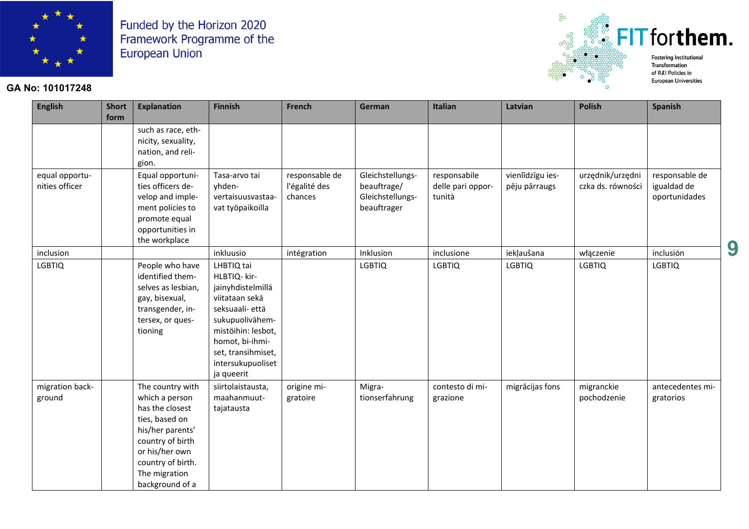Funded by the Horizon 2020 Framework Programme of the European Union

GA No: 101017248

FIT forthem. Fostering Institutional Transformation of R&I Policies in European Universities

| English | Short form | Explanation | Finnish | French | German | Italian | Latvian | Polish | Spanish |
|---|---|---|---|---|---|---|---|---|---|
| | | such as race, ethnicity, sexuality, nation, and religion. | | | | | | | |
| equal opportunities officer | | Equal opportunities officers develop and implement policies to promote equal opportunities in the workplace | Tasa-arvo tai yhdenvertaisuusvastaavat työpaikoilla | responsable de l'égalité des chances | Gleichstellungsbeauftrage/ Gleichstellungsbeauftrager | responsabile delle pari opportunità | vienlīdzīgu iespēju pārraugs | urzędnik/urzędniczka ds. równości | responsable de igualdad de oportunidades |
| inclusion | | | inkluusio | intégration | Inklusion | inclusione | iekļaušana | włączenie | inclusión |
| LGBTIQ | | People who have identified themselves as lesbian, gay, bisexual, transgender, intersex, or questioning | LHBTIQ tai HLBTIQ- kirjainyhdistelmillä viitataan sekä seksuaali- että sukupuolivähemmistöihin: lesbot, homot, bi-ihmiset, transihmiset, intersukupuoliset ja queerit | | LGBTIQ | LGBTIQ | LGBTIQ | LGBTIQ | LGBTIQ |
| migration background | | The country with which a person has the closest ties, based on his/her parents' country of birth or his/her own country of birth. The migration background of a | siirtolaistausta, maahanmuuttajatausta | origine migratoire | Migrationserfahrung | contesto di migrazione | migrācijas fons | migranckie pochodzenie | antecedentes migratorios |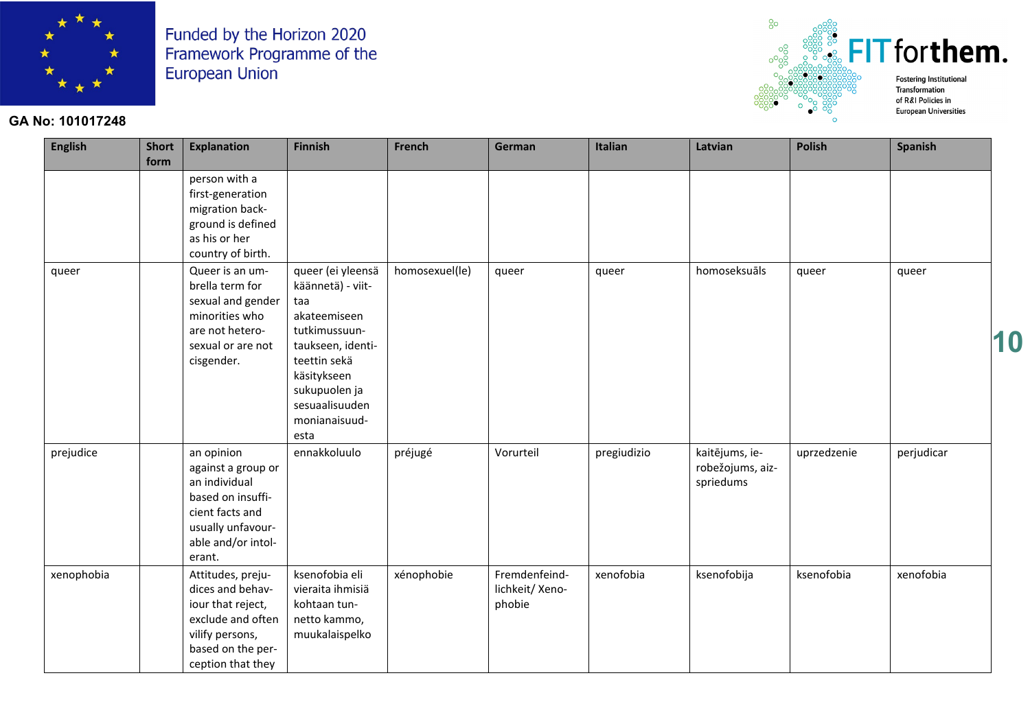Funded by the Horizon 2020 Framework Programme of the European Union

GA No: 101017248

FIT for them. Fostering Institutional Transformation of R&I Policies in European Universities

| English | Short form | Explanation | Finnish | French | German | Italian | Latvian | Polish | Spanish |
|---|---|---|---|---|---|---|---|---|---|
| | | person with a first-generation migration back-ground is defined as his or her country of birth. | | | | | | | |
| queer | | Queer is an umbrella term for sexual and gender minorities who are not heterosexual or are not cisgender. | queer (ei yleensä käännetä) - viittaa akateemiseen tutkimussuuntaukseen, identiteettin sekä käsitykseen sukupuolen ja sesuaalisuuden monianaisuudesta | homosexuel(le) | queer | queer | homoseksuāls | queer | queer |
| prejudice | | an opinion against a group or an individual based on insufficient facts and usually unfavourable and/or intolerant. | ennakkoluulo | préjugé | Vorurteil | pregiudizio | kaitējums, ierobežojums, aizspriedums | uprzedzenie | perjudicar |
| xenophobia | | Attitudes, prejudices and behaviour that reject, exclude and often vilify persons, based on the perception that they | ksenofobia eli vieraita ihmisiä kohtaan tunnetto kammo, muukalaispelko | xénophobie | Fremdenfeindlichkeit/ Xenophobie | xenofobia | ksenofobija | ksenofobia | xenofobia |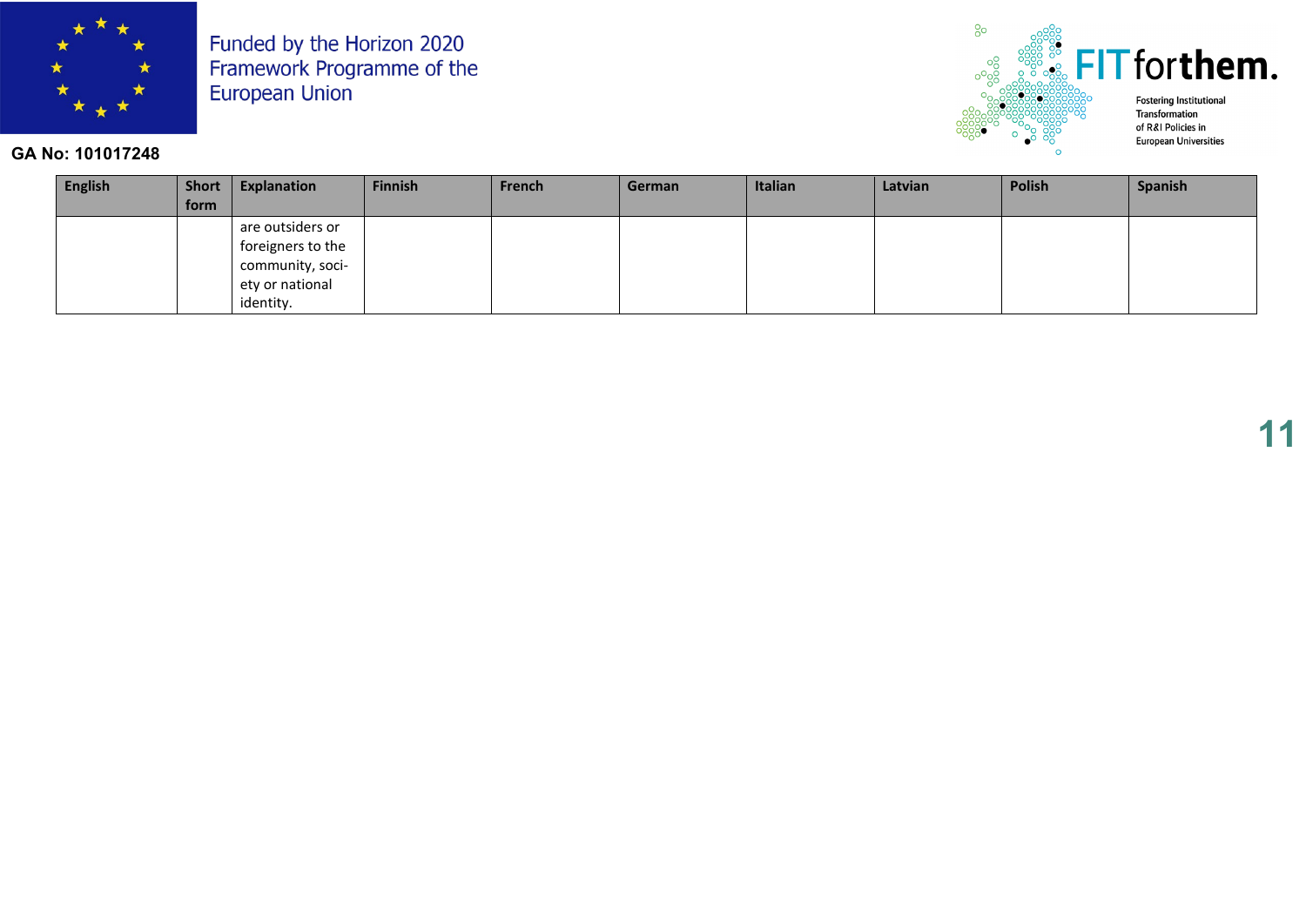| English | Short form | Explanation | Finnish | French | German | Italian | Latvian | Polish | Spanish |
|---|---|---|---|---|---|---|---|---|---|
| | | are outsiders or foreigners to the community, society or national identity. | | | | | | | |